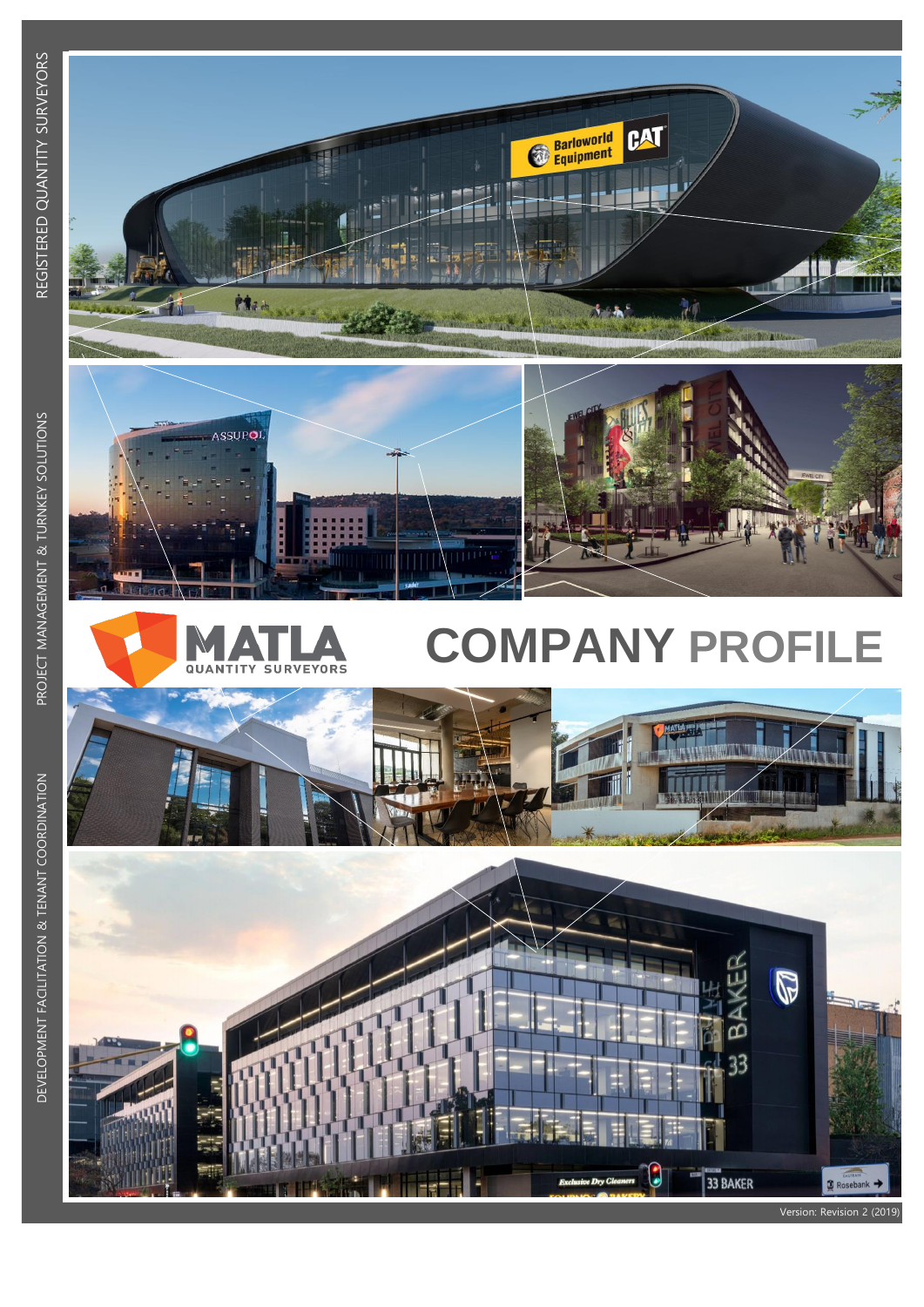REGISTERED QUANTITY SURVEYORS

PROJECT MANAGEMENT & TURNKEY SOLUTIONS

DEVELOPMENT FACILITATION & TENANT COORDINATION

MATLA QUANTITY SURVEYORS

# COMPANY PROFILE

Version: Revision 2 (2019)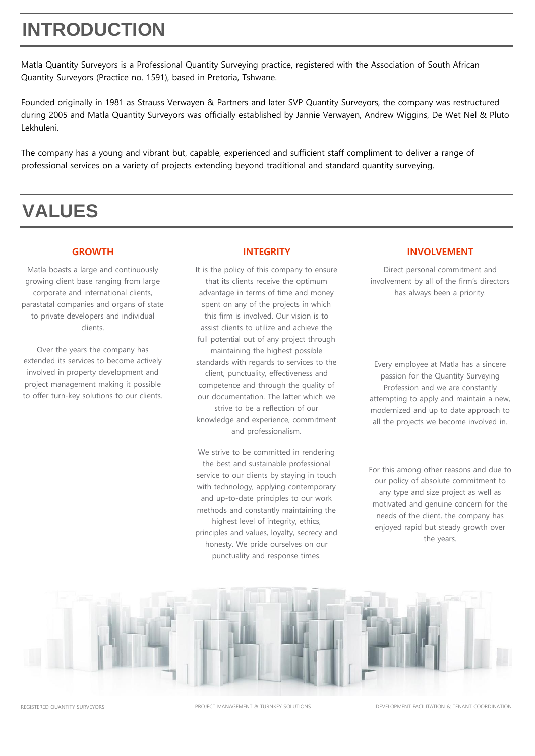# INTRODUCTION

Matla Quantity Surveyors is a Professional Quantity Surveying practice, registered with the Association of South African Quantity Surveyors (Practice no. 1591), based in Pretoria, Tshwane.

Founded originally in 1981 as Strauss Verwayen & Partners and later SVP Quantity Surveyors, the company was restructured during 2005 and Matla Quantity Surveyors was officially established by Jannie Verwayen, Andrew Wiggins, De Wet Nel & Pluto Lekhuleni.

The company has a young and vibrant but, capable, experienced and sufficient staff compliment to deliver a range of professional services on a variety of projects extending beyond traditional and standard quantity surveying.

# VALUES

### GROWTH

Matla boasts a large and continuously growing client base ranging from large corporate and international clients, parastatal companies and organs of state to private developers and individual clients.

Over the years the company has extended its services to become actively involved in property development and project management making it possible to offer turn-key solutions to our clients.

### INTEGRITY

It is the policy of this company to ensure that its clients receive the optimum advantage in terms of time and money spent on any of the projects in which this firm is involved. Our vision is to assist clients to utilize and achieve the full potential out of any project through maintaining the highest possible standards with regards to services to the client, punctuality, effectiveness and competence and through the quality of our documentation. The latter which we strive to be a reflection of our knowledge and experience, commitment and professionalism.

We strive to be committed in rendering the best and sustainable professional service to our clients by staying in touch with technology, applying contemporary and up-to-date principles to our work methods and constantly maintaining the highest level of integrity, ethics, principles and values, loyalty, secrecy and honesty. We pride ourselves on our punctuality and response times.

### INVOLVEMENT

Direct personal commitment and involvement by all of the firm's directors has always been a priority.

Every employee at Matla has a sincere passion for the Quantity Surveying Profession and we are constantly attempting to apply and maintain a new, modernized and up to date approach to all the projects we become involved in.

For this among other reasons and due to our policy of absolute commitment to any type and size project as well as motivated and genuine concern for the needs of the client, the company has enjoyed rapid but steady growth over the years.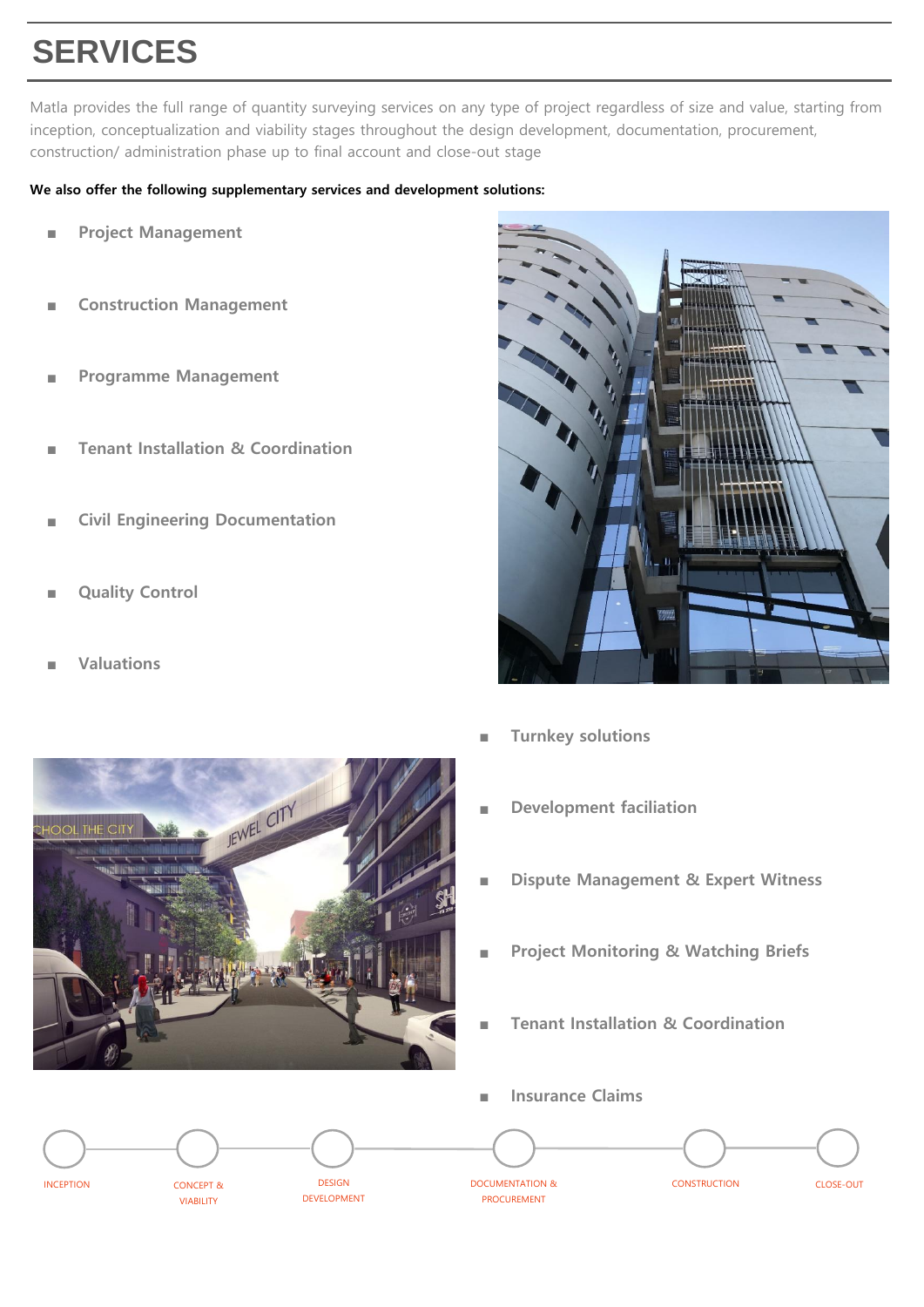# SERVICES

Matla provides the full range of quantity surveying services on any type of project regardless of size and value, starting from inception, conceptualization and viability stages throughout the design development, documentation, procurement, construction/ administration phase up to final account and close-out stage

**We also offer the following supplementary services and development solutions:**

- Project Management
- Construction Management
- Programme Management
- Tenant Installation & Coordination
- Civil Engineering Documentation
- Quality Control
- Valuations
- Turnkey solutions
- Development faciliation
- Dispute Management & Expert Witness
- Project Monitoring & Watching Briefs
- Tenant Installation & Coordination
- Insurance Claims

INCEPTION → CONCEPT & VIABILITY → DESIGN DEVELOPMENT → DOCUMENTATION & PROCUREMENT → CONSTRUCTION → CLOSE-OUT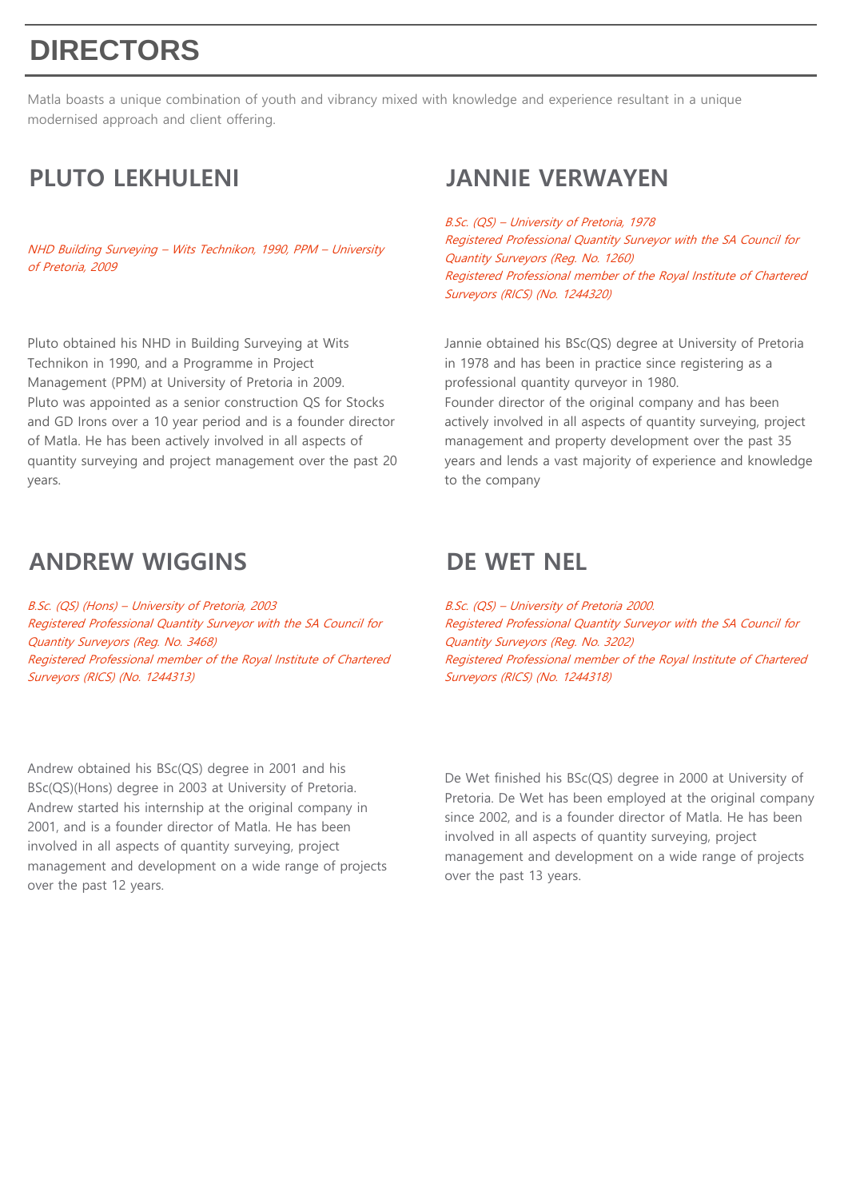# DIRECTORS

Matla boasts a unique combination of youth and vibrancy mixed with knowledge and experience resultant in a unique modernised approach and client offering.

## PLUTO LEKHULENI

*NHD Building Surveying – Wits Technikon, 1990, PPM – University of Pretoria, 2009*

Pluto obtained his NHD in Building Surveying at Wits Technikon in 1990, and a Programme in Project Management (PPM) at University of Pretoria in 2009.
Pluto was appointed as a senior construction QS for Stocks and GD Irons over a 10 year period and is a founder director of Matla. He has been actively involved in all aspects of quantity surveying and project management over the past 20 years.

## JANNIE VERWAYEN

*B.Sc. (QS) – University of Pretoria, 1978*
*Registered Professional Quantity Surveyor with the SA Council for Quantity Surveyors (Reg. No. 1260)*
*Registered Professional member of the Royal Institute of Chartered Surveyors (RICS) (No. 1244320)*

Jannie obtained his BSc(QS) degree at University of Pretoria in 1978 and has been in practice since registering as a professional quantity qurveyor in 1980.
Founder director of the original company and has been actively involved in all aspects of quantity surveying, project management and property development over the past 35 years and lends a vast majority of experience and knowledge to the company

## ANDREW WIGGINS

*B.Sc. (QS) (Hons) – University of Pretoria, 2003*
*Registered Professional Quantity Surveyor with the SA Council for Quantity Surveyors (Reg. No. 3468)*
*Registered Professional member of the Royal Institute of Chartered Surveyors (RICS) (No. 1244313)*

Andrew obtained his BSc(QS) degree in 2001 and his BSc(QS)(Hons) degree in 2003 at University of Pretoria. Andrew started his internship at the original company in 2001, and is a founder director of Matla. He has been involved in all aspects of quantity surveying, project management and development on a wide range of projects over the past 12 years.

## DE WET NEL

*B.Sc. (QS) – University of Pretoria 2000.*
*Registered Professional Quantity Surveyor with the SA Council for Quantity Surveyors (Reg. No. 3202)*
*Registered Professional member of the Royal Institute of Chartered Surveyors (RICS) (No. 1244318)*

De Wet finished his BSc(QS) degree in 2000 at University of Pretoria. De Wet has been employed at the original company since 2002, and is a founder director of Matla. He has been involved in all aspects of quantity surveying, project management and development on a wide range of projects over the past 13 years.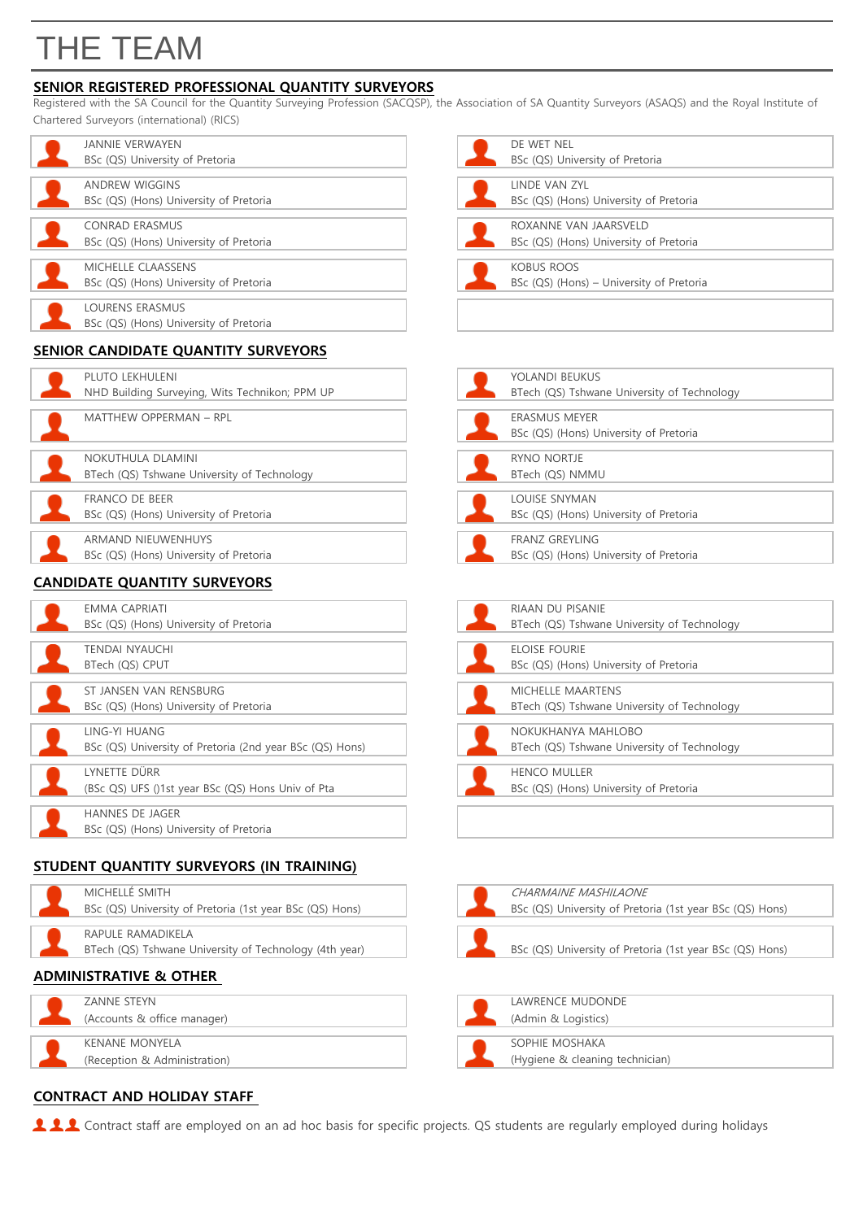# THE TEAM

## SENIOR REGISTERED PROFESSIONAL QUANTITY SURVEYORS

Registered with the SA Council for the Quantity Surveying Profession (SACQSP), the Association of SA Quantity Surveyors (ASAQS) and the Royal Institute of Chartered Surveyors (international) (RICS)

- JANNIE VERWAYEN
  BSc (QS) University of Pretoria
- ANDREW WIGGINS
  BSc (QS) (Hons) University of Pretoria
- CONRAD ERASMUS
  BSc (QS) (Hons) University of Pretoria
- MICHELLE CLAASSENS
  BSc (QS) (Hons) University of Pretoria
- LOURENS ERASMUS
  BSc (QS) (Hons) University of Pretoria
- DE WET NEL
  BSc (QS) University of Pretoria
- LINDE VAN ZYL
  BSc (QS) (Hons) University of Pretoria
- ROXANNE VAN JAARSVELD
  BSc (QS) (Hons) University of Pretoria
- KOBUS ROOS
  BSc (QS) (Hons) – University of Pretoria

## SENIOR CANDIDATE QUANTITY SURVEYORS

- PLUTO LEKHULENI
  NHD Building Surveying, Wits Technikon; PPM UP
- MATTHEW OPPERMAN – RPL
- NOKUTHULA DLAMINI
  BTech (QS) Tshwane University of Technology
- FRANCO DE BEER
  BSc (QS) (Hons) University of Pretoria
- ARMAND NIEUWENHUYS
  BSc (QS) (Hons) University of Pretoria
- YOLANDI BEUKUS
  BTech (QS) Tshwane University of Technology
- ERASMUS MEYER
  BSc (QS) (Hons) University of Pretoria
- RYNO NORTJE
  BTech (QS) NMMU
- LOUISE SNYMAN
  BSc (QS) (Hons) University of Pretoria
- FRANZ GREYLING
  BSc (QS) (Hons) University of Pretoria

## CANDIDATE QUANTITY SURVEYORS

- EMMA CAPRIATI
  BSc (QS) (Hons) University of Pretoria
- TENDAI NYAUCHI
  BTech (QS) CPUT
- ST JANSEN VAN RENSBURG
  BSc (QS) (Hons) University of Pretoria
- LING-YI HUANG
  BSc (QS) University of Pretoria (2nd year BSc (QS) Hons)
- LYNETTE DÜRR
  (BSc QS) UFS ()1st year BSc (QS) Hons Univ of Pta
- HANNES DE JAGER
  BSc (QS) (Hons) University of Pretoria
- RIAAN DU PISANIE
  BTech (QS) Tshwane University of Technology
- ELOISE FOURIE
  BSc (QS) (Hons) University of Pretoria
- MICHELLE MAARTENS
  BTech (QS) Tshwane University of Technology
- NOKUKHANYA MAHLOBO
  BTech (QS) Tshwane University of Technology
- HENCO MULLER
  BSc (QS) (Hons) University of Pretoria

## STUDENT QUANTITY SURVEYORS (IN TRAINING)

- MICHELLÉ SMITH
  BSc (QS) University of Pretoria (1st year BSc (QS) Hons)
- RAPULE RAMADIKELA
  BTech (QS) Tshwane University of Technology (4th year)
- *CHARMAINE MASHILAONE*
  BSc (QS) University of Pretoria (1st year BSc (QS) Hons)
- BSc (QS) University of Pretoria (1st year BSc (QS) Hons)

## ADMINISTRATIVE & OTHER

- ZANNE STEYN
  (Accounts & office manager)
- KENANE MONYELA
  (Reception & Administration)
- LAWRENCE MUDONDE
  (Admin & Logistics)
- SOPHIE MOSHAKA
  (Hygiene & cleaning technician)

## CONTRACT AND HOLIDAY STAFF

Contract staff are employed on an ad hoc basis for specific projects. QS students are regularly employed during holidays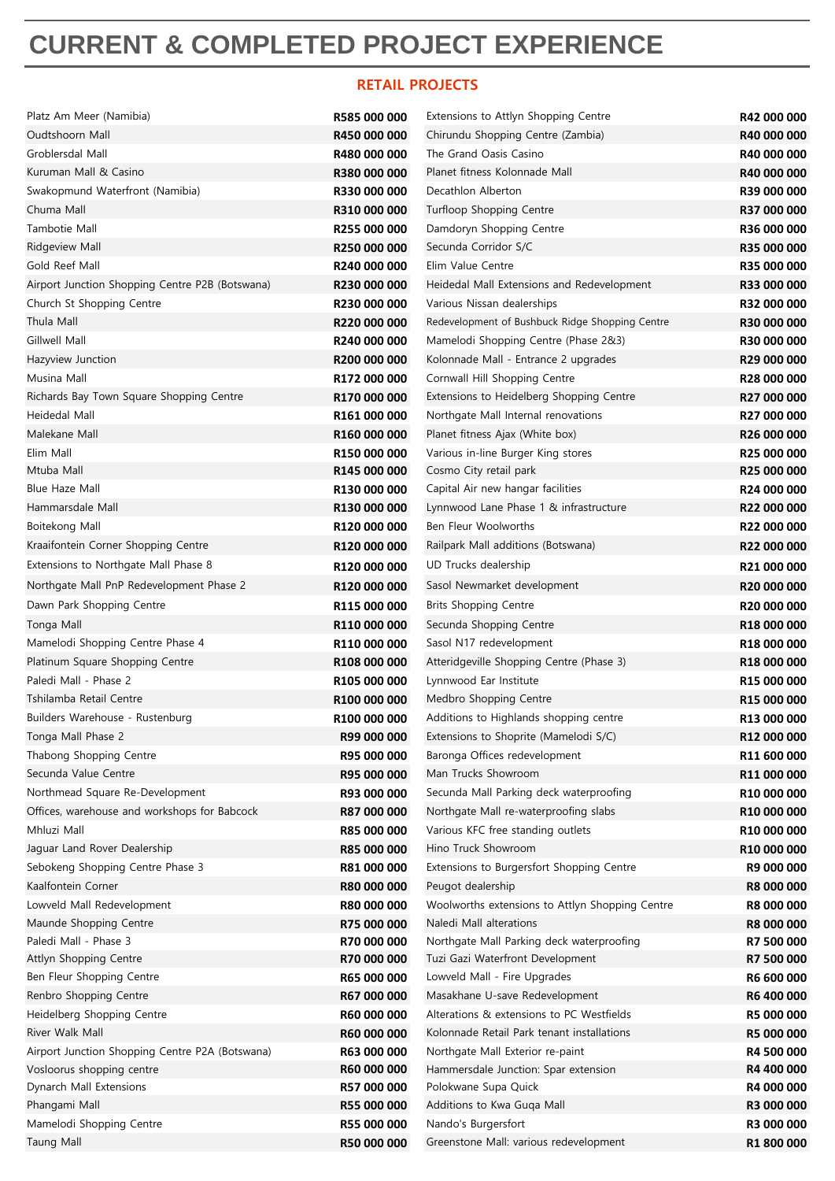# CURRENT & COMPLETED PROJECT EXPERIENCE

## RETAIL PROJECTS

| Project | Value |
|---|---|
| Platz Am Meer (Namibia) | **R585 000 000** |
| Oudtshoorn Mall | **R450 000 000** |
| Groblersdal Mall | **R480 000 000** |
| Kuruman Mall & Casino | **R380 000 000** |
| Swakopmund Waterfront (Namibia) | **R330 000 000** |
| Chuma Mall | **R310 000 000** |
| Tambotie Mall | **R255 000 000** |
| Ridgeview Mall | **R250 000 000** |
| Gold Reef Mall | **R240 000 000** |
| Airport Junction Shopping Centre P2B (Botswana) | **R230 000 000** |
| Church St Shopping Centre | **R230 000 000** |
| Thula Mall | **R220 000 000** |
| Gillwell Mall | **R240 000 000** |
| Hazyview Junction | **R200 000 000** |
| Musina Mall | **R172 000 000** |
| Richards Bay Town Square Shopping Centre | **R170 000 000** |
| Heidedal Mall | **R161 000 000** |
| Malekane Mall | **R160 000 000** |
| Elim Mall | **R150 000 000** |
| Mtuba Mall | **R145 000 000** |
| Blue Haze Mall | **R130 000 000** |
| Hammarsdale Mall | **R130 000 000** |
| Boitekong Mall | **R120 000 000** |
| Kraaifontein Corner Shopping Centre | **R120 000 000** |
| Extensions to Northgate Mall Phase 8 | **R120 000 000** |
| Northgate Mall PnP Redevelopment Phase 2 | **R120 000 000** |
| Dawn Park Shopping Centre | **R115 000 000** |
| Tonga Mall | **R110 000 000** |
| Mamelodi Shopping Centre Phase 4 | **R110 000 000** |
| Platinum Square Shopping Centre | **R108 000 000** |
| Paledi Mall - Phase 2 | **R105 000 000** |
| Tshilamba Retail Centre | **R100 000 000** |
| Builders Warehouse - Rustenburg | **R100 000 000** |
| Tonga Mall Phase 2 | **R99 000 000** |
| Thabong Shopping Centre | **R95 000 000** |
| Secunda Value Centre | **R95 000 000** |
| Northmead Square Re-Development | **R93 000 000** |
| Offices, warehouse and workshops for Babcock | **R87 000 000** |
| Mhluzi Mall | **R85 000 000** |
| Jaguar Land Rover Dealership | **R85 000 000** |
| Sebokeng Shopping Centre Phase 3 | **R81 000 000** |
| Kaalfontein Corner | **R80 000 000** |
| Lowveld Mall Redevelopment | **R80 000 000** |
| Maunde Shopping Centre | **R75 000 000** |
| Paledi Mall - Phase 3 | **R70 000 000** |
| Attlyn Shopping Centre | **R70 000 000** |
| Ben Fleur Shopping Centre | **R65 000 000** |
| Renbro Shopping Centre | **R67 000 000** |
| Heidelberg Shopping Centre | **R60 000 000** |
| River Walk Mall | **R60 000 000** |
| Airport Junction Shopping Centre P2A (Botswana) | **R63 000 000** |
| Vosloorus shopping centre | **R60 000 000** |
| Dynarch Mall Extensions | **R57 000 000** |
| Phangami Mall | **R55 000 000** |
| Mamelodi Shopping Centre | **R55 000 000** |
| Taung Mall | **R50 000 000** |
| Extensions to Attlyn Shopping Centre | **R42 000 000** |
| Chirundu Shopping Centre (Zambia) | **R40 000 000** |
| The Grand Oasis Casino | **R40 000 000** |
| Planet fitness Kolonnade Mall | **R40 000 000** |
| Decathlon Alberton | **R39 000 000** |
| Turfloop Shopping Centre | **R37 000 000** |
| Damdoryn Shopping Centre | **R36 000 000** |
| Secunda Corridor S/C | **R35 000 000** |
| Elim Value Centre | **R35 000 000** |
| Heidedal Mall Extensions and Redevelopment | **R33 000 000** |
| Various Nissan dealerships | **R32 000 000** |
| Redevelopment of Bushbuck Ridge Shopping Centre | **R30 000 000** |
| Mamelodi Shopping Centre (Phase 2&3) | **R30 000 000** |
| Kolonnade Mall - Entrance 2 upgrades | **R29 000 000** |
| Cornwall Hill Shopping Centre | **R28 000 000** |
| Extensions to Heidelberg Shopping Centre | **R27 000 000** |
| Northgate Mall Internal renovations | **R27 000 000** |
| Planet fitness Ajax (White box) | **R26 000 000** |
| Various in-line Burger King stores | **R25 000 000** |
| Cosmo City retail park | **R25 000 000** |
| Capital Air new hangar facilities | **R24 000 000** |
| Lynnwood Lane Phase 1 & infrastructure | **R22 000 000** |
| Ben Fleur Woolworths | **R22 000 000** |
| Railpark Mall additions (Botswana) | **R22 000 000** |
| UD Trucks dealership | **R21 000 000** |
| Sasol Newmarket development | **R20 000 000** |
| Brits Shopping Centre | **R20 000 000** |
| Secunda Shopping Centre | **R18 000 000** |
| Sasol N17 redevelopment | **R18 000 000** |
| Atteridgeville Shopping Centre (Phase 3) | **R18 000 000** |
| Lynnwood Ear Institute | **R15 000 000** |
| Medbro Shopping Centre | **R15 000 000** |
| Additions to Highlands shopping centre | **R13 000 000** |
| Extensions to Shoprite (Mamelodi S/C) | **R12 000 000** |
| Baronga Offices redevelopment | **R11 600 000** |
| Man Trucks Showroom | **R11 000 000** |
| Secunda Mall Parking deck waterproofing | **R10 000 000** |
| Northgate Mall re-waterproofing slabs | **R10 000 000** |
| Various KFC free standing outlets | **R10 000 000** |
| Hino Truck Showroom | **R10 000 000** |
| Extensions to Burgersfort Shopping Centre | **R9 000 000** |
| Peugot dealership | **R8 000 000** |
| Woolworths extensions to Attlyn Shopping Centre | **R8 000 000** |
| Naledi Mall alterations | **R8 000 000** |
| Northgate Mall Parking deck waterproofing | **R7 500 000** |
| Tuzi Gazi Waterfront Development | **R7 500 000** |
| Lowveld Mall - Fire Upgrades | **R6 600 000** |
| Masakhane U-save Redevelopment | **R6 400 000** |
| Alterations & extensions to PC Westfields | **R5 000 000** |
| Kolonnade Retail Park tenant installations | **R5 000 000** |
| Northgate Mall Exterior re-paint | **R4 500 000** |
| Hammersdale Junction: Spar extension | **R4 400 000** |
| Polokwane Supa Quick | **R4 000 000** |
| Additions to Kwa Guqa Mall | **R3 000 000** |
| Nando's Burgersfort | **R3 000 000** |
| Greenstone Mall: various redevelopment | **R1 800 000** |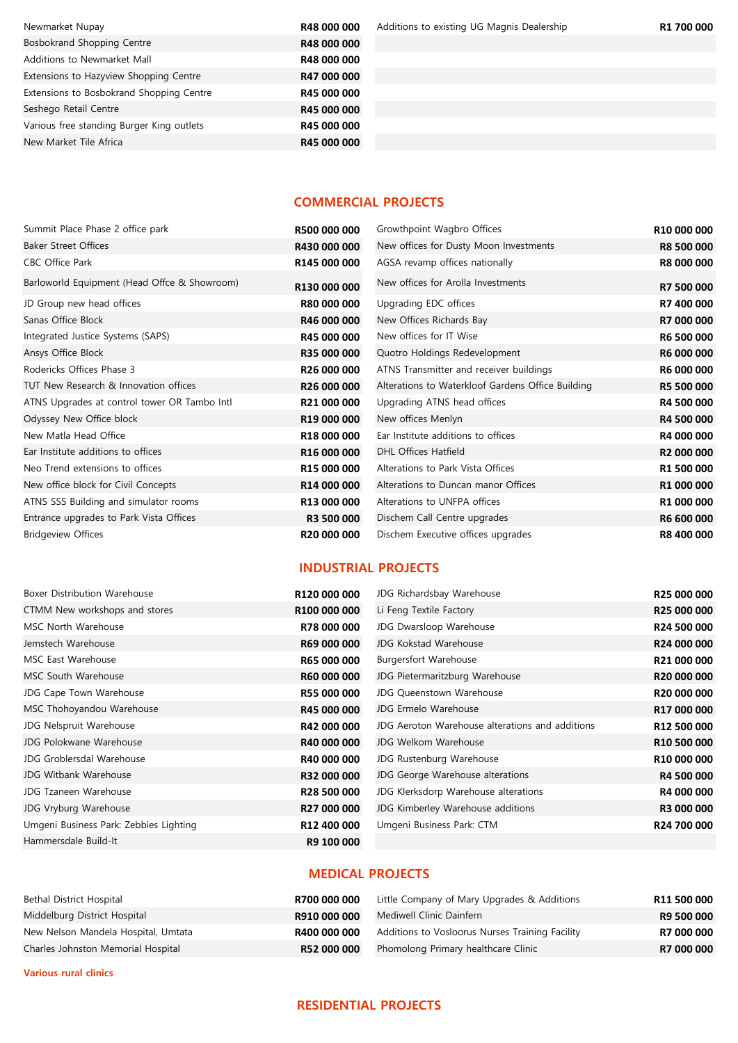| | | | |
|---|---|---|---|
| Newmarket Nupay | R48 000 000 | Additions to existing UG Magnis Dealership | R1 700 000 |
| Bosbokrand Shopping Centre | R48 000 000 | | |
| Additions to Newmarket Mall | R48 000 000 | | |
| Extensions to Hazyview Shopping Centre | R47 000 000 | | |
| Extensions to Bosbokrand Shopping Centre | R45 000 000 | | |
| Seshego Retail Centre | R45 000 000 | | |
| Various free standing Burger King outlets | R45 000 000 | | |
| New Market Tile Africa | R45 000 000 | | |

## COMMERCIAL PROJECTS

| | | | |
|---|---|---|---|
| Summit Place Phase 2 office park | R500 000 000 | Growthpoint Wagbro Offices | R10 000 000 |
| Baker Street Offices | R430 000 000 | New offices for Dusty Moon Investments | R8 500 000 |
| CBC Office Park | R145 000 000 | AGSA revamp offices nationally | R8 000 000 |
| Barloworld Equipment (Head Offce & Showroom) | R130 000 000 | New offices for Arolla Investments | R7 500 000 |
| JD Group new head offices | R80 000 000 | Upgrading EDC offices | R7 400 000 |
| Sanas Office Block | R46 000 000 | New Offices Richards Bay | R7 000 000 |
| Integrated Justice Systems (SAPS) | R45 000 000 | New offices for IT Wise | R6 500 000 |
| Ansys Office Block | R35 000 000 | Quotro Holdings Redevelopment | R6 000 000 |
| Rodericks Offices Phase 3 | R26 000 000 | ATNS Transmitter and receiver buildings | R6 000 000 |
| TUT New Research & Innovation offices | R26 000 000 | Alterations to Waterkloof Gardens Office Building | R5 500 000 |
| ATNS Upgrades at control tower OR Tambo Intl | R21 000 000 | Upgrading ATNS head offices | R4 500 000 |
| Odyssey New Office block | R19 000 000 | New offices Menlyn | R4 500 000 |
| New Matla Head Office | R18 000 000 | Ear Institute additions to offices | R4 000 000 |
| Ear Institute additions to offices | R16 000 000 | DHL Offices Hatfield | R2 000 000 |
| Neo Trend extensions to offices | R15 000 000 | Alterations to Park Vista Offices | R1 500 000 |
| New office block for Civil Concepts | R14 000 000 | Alterations to Duncan manor Offices | R1 000 000 |
| ATNS SSS Building and simulator rooms | R13 000 000 | Alterations to UNFPA offices | R1 000 000 |
| Entrance upgrades to Park Vista Offices | R3 500 000 | Dischem Call Centre upgrades | R6 600 000 |
| Bridgeview Offices | R20 000 000 | Dischem Executive offices upgrades | R8 400 000 |

## INDUSTRIAL PROJECTS

| | | | |
|---|---|---|---|
| Boxer Distribution Warehouse | R120 000 000 | JDG Richardsbay Warehouse | R25 000 000 |
| CTMM New workshops and stores | R100 000 000 | Li Feng Textile Factory | R25 000 000 |
| MSC North Warehouse | R78 000 000 | JDG Dwarsloop Warehouse | R24 500 000 |
| Jemstech Warehouse | R69 000 000 | JDG Kokstad Warehouse | R24 000 000 |
| MSC East Warehouse | R65 000 000 | Burgersfort Warehouse | R21 000 000 |
| MSC South Warehouse | R60 000 000 | JDG Pietermaritzburg Warehouse | R20 000 000 |
| JDG Cape Town Warehouse | R55 000 000 | JDG Queenstown Warehouse | R20 000 000 |
| MSC Thohoyandou Warehouse | R45 000 000 | JDG Ermelo Warehouse | R17 000 000 |
| JDG Nelspruit Warehouse | R42 000 000 | JDG Aeroton Warehouse alterations and additions | R12 500 000 |
| JDG Polokwane Warehouse | R40 000 000 | JDG Welkom Warehouse | R10 500 000 |
| JDG Groblersdal Warehouse | R40 000 000 | JDG Rustenburg Warehouse | R10 000 000 |
| JDG Witbank Warehouse | R32 000 000 | JDG George Warehouse alterations | R4 500 000 |
| JDG Tzaneen Warehouse | R28 500 000 | JDG Klerksdorp Warehouse alterations | R4 000 000 |
| JDG Vryburg Warehouse | R27 000 000 | JDG Kimberley Warehouse additions | R3 000 000 |
| Umgeni Business Park: Zebbies Lighting | R12 400 000 | Umgeni Business Park: CTM | R24 700 000 |
| Hammersdale Build-It | R9 100 000 | | |

## MEDICAL PROJECTS

| | | | |
|---|---|---|---|
| Bethal District Hospital | R700 000 000 | Little Company of Mary Upgrades & Additions | R11 500 000 |
| Middelburg District Hospital | R910 000 000 | Mediwell Clinic Dainfern | R9 500 000 |
| New Nelson Mandela Hospital, Umtata | R400 000 000 | Additions to Vosloorus Nurses Training Facility | R7 000 000 |
| Charles Johnston Memorial Hospital | R52 000 000 | Phomolong Primary healthcare Clinic | R7 000 000 |

**Various rural clinics**

## RESIDENTIAL PROJECTS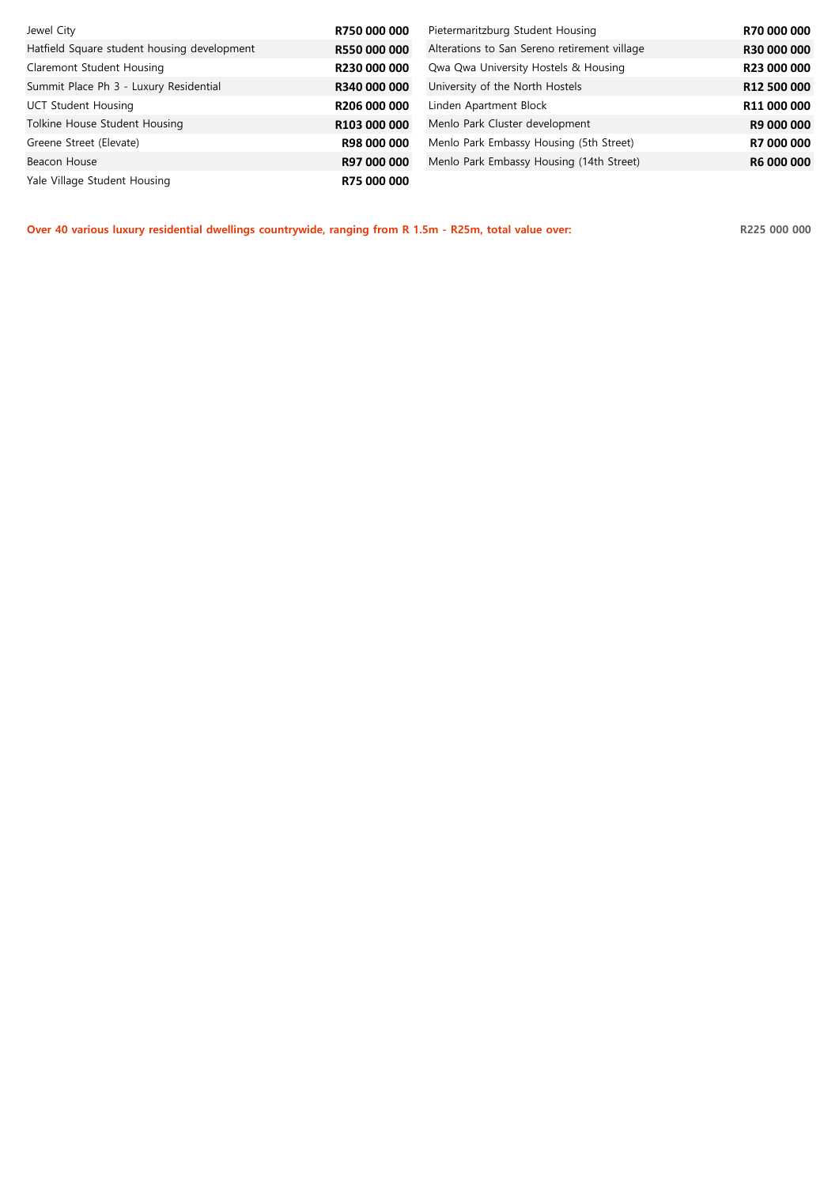| Project | Value | Project | Value |
|---|---|---|---|
| Jewel City | **R750 000 000** | Pietermaritzburg Student Housing | **R70 000 000** |
| Hatfield Square student housing development | **R550 000 000** | Alterations to San Sereno retirement village | **R30 000 000** |
| Claremont Student Housing | **R230 000 000** | Qwa Qwa University Hostels & Housing | **R23 000 000** |
| Summit Place Ph 3 - Luxury Residential | **R340 000 000** | University of the North Hostels | **R12 500 000** |
| UCT Student Housing | **R206 000 000** | Linden Apartment Block | **R11 000 000** |
| Tolkine House Student Housing | **R103 000 000** | Menlo Park Cluster development | **R9 000 000** |
| Greene Street (Elevate) | **R98 000 000** | Menlo Park Embassy Housing (5th Street) | **R7 000 000** |
| Beacon House | **R97 000 000** | Menlo Park Embassy Housing (14th Street) | **R6 000 000** |
| Yale Village Student Housing | **R75 000 000** | | |

**Over 40 various luxury residential dwellings countrywide, ranging from R 1.5m - R25m, total value over:** **R225 000 000**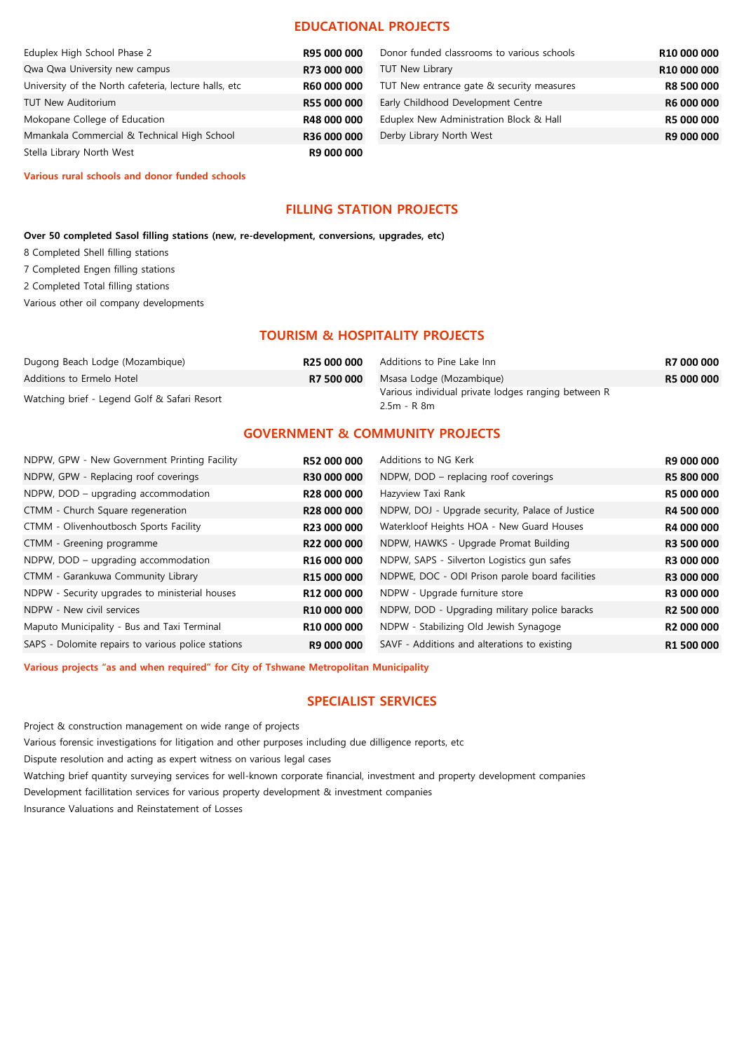## EDUCATIONAL PROJECTS

| | | | |
|---|---|---|---|
| Eduplex High School Phase 2 | **R95 000 000** | Donor funded classrooms to various schools | **R10 000 000** |
| Qwa Qwa University new campus | **R73 000 000** | TUT New Library | **R10 000 000** |
| University of the North cafeteria, lecture halls, etc | **R60 000 000** | TUT New entrance gate & security measures | **R8 500 000** |
| TUT New Auditorium | **R55 000 000** | Early Childhood Development Centre | **R6 000 000** |
| Mokopane College of Education | **R48 000 000** | Eduplex New Administration Block & Hall | **R5 000 000** |
| Mmankala Commercial & Technical High School | **R36 000 000** | Derby Library North West | **R9 000 000** |
| Stella Library North West | **R9 000 000** | | |

**Various rural schools and donor funded schools**

## FILLING STATION PROJECTS

**Over 50 completed Sasol filling stations (new, re-development, conversions, upgrades, etc)**

8 Completed Shell filling stations

7 Completed Engen filling stations

2 Completed Total filling stations

Various other oil company developments

## TOURISM & HOSPITALITY PROJECTS

| | | | |
|---|---|---|---|
| Dugong Beach Lodge (Mozambique) | **R25 000 000** | Additions to Pine Lake Inn | **R7 000 000** |
| Additions to Ermelo Hotel | **R7 500 000** | Msasa Lodge (Mozambique) | **R5 000 000** |
| Watching brief - Legend Golf & Safari Resort | | Various individual private lodges ranging between R 2.5m - R 8m | |

## GOVERNMENT & COMMUNITY PROJECTS

| | | | |
|---|---|---|---|
| NDPW, GPW - New Government Printing Facility | **R52 000 000** | Additions to NG Kerk | **R9 000 000** |
| NDPW, GPW - Replacing roof coverings | **R30 000 000** | NDPW, DOD – replacing roof coverings | **R5 800 000** |
| NDPW, DOD – upgrading accommodation | **R28 000 000** | Hazyview Taxi Rank | **R5 000 000** |
| CTMM - Church Square regeneration | **R28 000 000** | NDPW, DOJ - Upgrade security, Palace of Justice | **R4 500 000** |
| CTMM - Olivenhoutbosch Sports Facility | **R23 000 000** | Waterkloof Heights HOA - New Guard Houses | **R4 000 000** |
| CTMM - Greening programme | **R22 000 000** | NDPW, HAWKS - Upgrade Promat Building | **R3 500 000** |
| NDPW, DOD – upgrading accommodation | **R16 000 000** | NDPW, SAPS - Silverton Logistics gun safes | **R3 000 000** |
| CTMM - Garankuwa Community Library | **R15 000 000** | NDPWE, DOC - ODI Prison parole board facilities | **R3 000 000** |
| NDPW - Security upgrades to ministerial houses | **R12 000 000** | NDPW - Upgrade furniture store | **R3 000 000** |
| NDPW - New civil services | **R10 000 000** | NDPW, DOD - Upgrading military police baracks | **R2 500 000** |
| Maputo Municipality - Bus and Taxi Terminal | **R10 000 000** | NDPW - Stabilizing Old Jewish Synagoge | **R2 000 000** |
| SAPS - Dolomite repairs to various police stations | **R9 000 000** | SAVF - Additions and alterations to existing | **R1 500 000** |

**Various projects "as and when required" for City of Tshwane Metropolitan Municipality**

## SPECIALIST SERVICES

Project & construction management on wide range of projects

Various forensic investigations for litigation and other purposes including due dilligence reports, etc

Dispute resolution and acting as expert witness on various legal cases

Watching brief quantity surveying services for well-known corporate financial, investment and property development companies

Development facillitation services for various property development & investment companies

Insurance Valuations and Reinstatement of Losses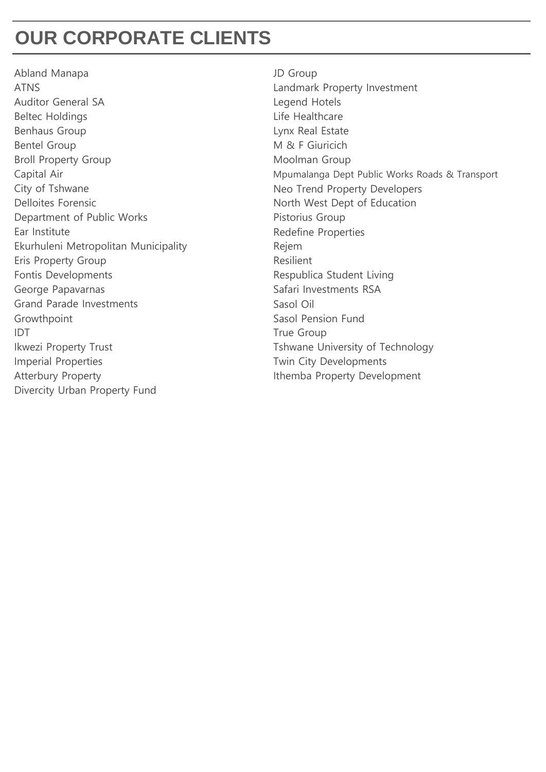# OUR CORPORATE CLIENTS

Abland Manapa
ATNS
Auditor General SA
Beltec Holdings
Benhaus Group
Bentel Group
Broll Property Group
Capital Air
City of Tshwane
Delloites Forensic
Department of Public Works
Ear Institute
Ekurhuleni Metropolitan Municipality
Eris Property Group
Fontis Developments
George Papavarnas
Grand Parade Investments
Growthpoint
IDT
Ikwezi Property Trust
Imperial Properties
Atterbury Property
Divercity Urban Property Fund
JD Group
Landmark Property Investment
Legend Hotels
Life Healthcare
Lynx Real Estate
M & F Giuricich
Moolman Group
Mpumalanga Dept Public Works Roads & Transport
Neo Trend Property Developers
North West Dept of Education
Pistorius Group
Redefine Properties
Rejem
Resilient
Respublica Student Living
Safari Investments RSA
Sasol Oil
Sasol Pension Fund
True Group
Tshwane University of Technology
Twin City Developments
Ithemba Property Development